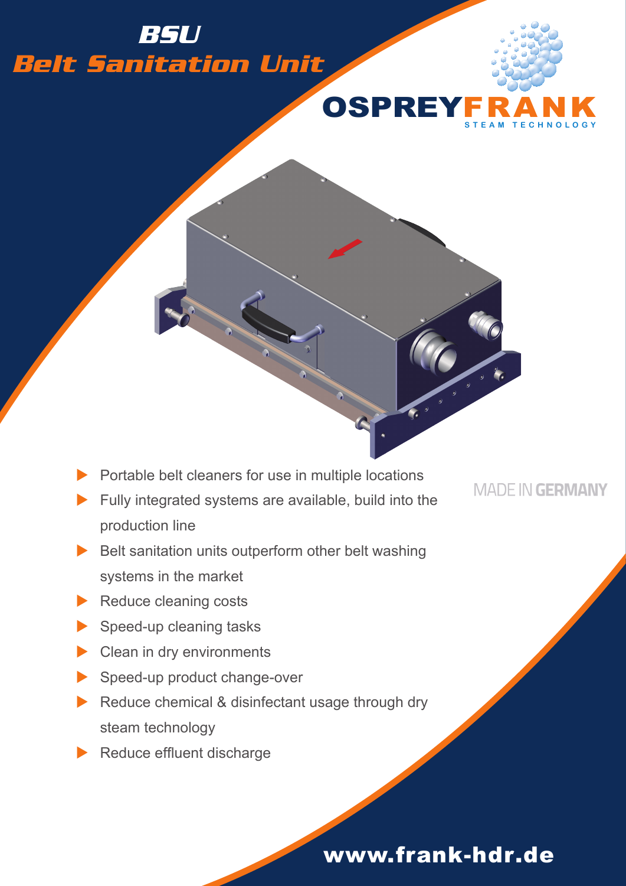# BSU
# Belt Sanitation Unit

OSPREYFRANK
STEAM TECHNOLOGY

- Portable belt cleaners for use in multiple locations
- Fully integrated systems are available, build into the production line
- Belt sanitation units outperform other belt washing systems in the market
- Reduce cleaning costs
- Speed-up cleaning tasks
- Clean in dry environments
- Speed-up product change-over
- Reduce chemical & disinfectant usage through dry steam technology
- Reduce effluent discharge

MADE IN **GERMANY**

**www.frank-hdr.de**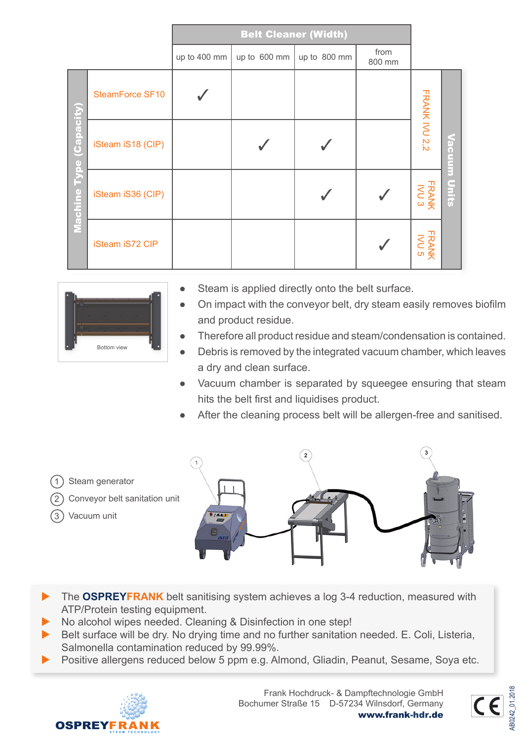| Machine Type (Capacity) | Belt Cleaner (Width) up to 400 mm | up to 600 mm | up to 800 mm | from 800 mm | Vacuum Units |
|---|---|---|---|---|---|
| SteamForce SF10 | ✓ | | | | FRANK IVU 2.2 |
| iSteam iS18 (CIP) | | ✓ | ✓ | | FRANK IVU 2.2 |
| iSteam iS36 (CIP) | | | ✓ | ✓ | FRANK IVU 3 |
| iSteam iS72 CIP | | | | ✓ | FRANK IVU 5 |

Bottom view

- Steam is applied directly onto the belt surface.
- On impact with the conveyor belt, dry steam easily removes biofilm and product residue.
- Therefore all product residue and steam/condensation is contained.
- Debris is removed by the integrated vacuum chamber, which leaves a dry and clean surface.
- Vacuum chamber is separated by squeegee ensuring that steam hits the belt first and liquidises product.
- After the cleaning process belt will be allergen-free and sanitised.

1. Steam generator
2. Conveyor belt sanitation unit
3. Vacuum unit

- The **OSPREYFRANK** belt sanitising system achieves a log 3-4 reduction, measured with ATP/Protein testing equipment.
- No alcohol wipes needed. Cleaning & Disinfection in one step!
- Belt surface will be dry. No drying time and no further sanitation needed. E. Coli, Listeria, Salmonella contamination reduced by 99.99%.
- Positive allergens reduced below 5 ppm e.g. Almond, Gliadin, Peanut, Sesame, Soya etc.

OSPREYFRANK
STEAM TECHNOLOGY

Frank Hochdruck- & Dampftechnologie GmbH
Bochumer Straße 15 D-57234 Wilnsdorf, Germany
**www.frank-hdr.de**

CE

AB0242_01.2018